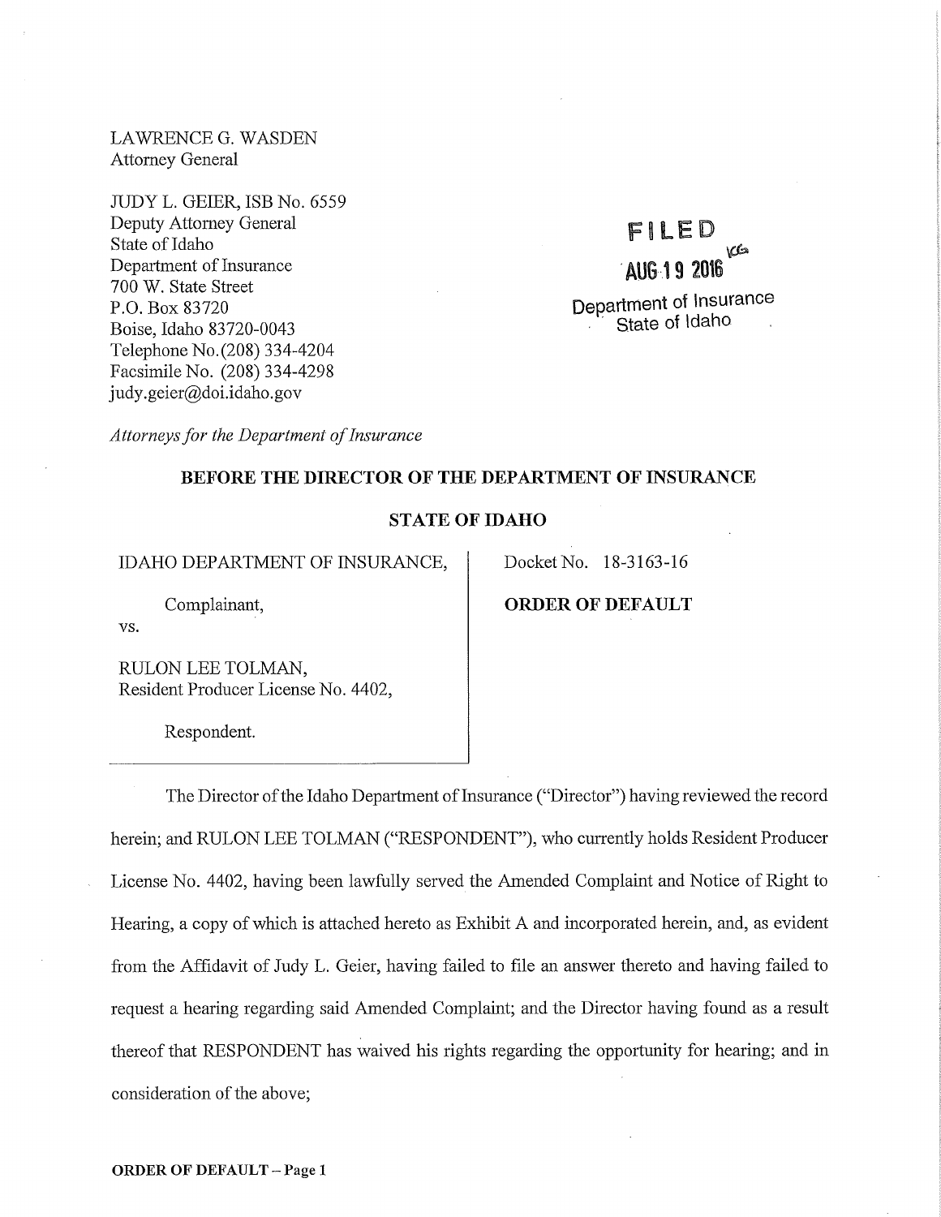LAWRENCE G. WASDEN
Attorney General

JUDY L. GEIER, ISB No. 6559
Deputy Attorney General
State of Idaho
Department of Insurance
700 W. State Street
P.O. Box 83720
Boise, Idaho 83720-0043
Telephone No. (208) 334-4204
Facsimile No. (208) 334-4298
judy.geier@doi.idaho.gov

FILED
AUG 19 2016
Department of Insurance
State of Idaho

*Attorneys for the Department of Insurance*

**BEFORE THE DIRECTOR OF THE DEPARTMENT OF INSURANCE**

**STATE OF IDAHO**

| | |
|---|---|
| IDAHO DEPARTMENT OF INSURANCE,<br><br>Complainant,<br><br>vs.<br><br>RULON LEE TOLMAN,<br>Resident Producer License No. 4402,<br><br>Respondent. | Docket No. 18-3163-16<br><br>**ORDER OF DEFAULT** |

The Director of the Idaho Department of Insurance ("Director") having reviewed the record herein; and RULON LEE TOLMAN ("RESPONDENT"), who currently holds Resident Producer License No. 4402, having been lawfully served the Amended Complaint and Notice of Right to Hearing, a copy of which is attached hereto as Exhibit A and incorporated herein, and, as evident from the Affidavit of Judy L. Geier, having failed to file an answer thereto and having failed to request a hearing regarding said Amended Complaint; and the Director having found as a result thereof that RESPONDENT has waived his rights regarding the opportunity for hearing; and in consideration of the above;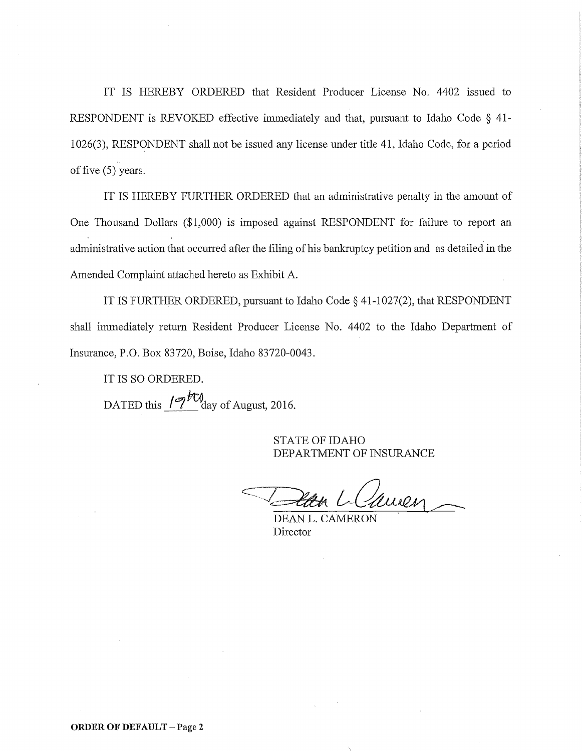IT IS HEREBY ORDERED that Resident Producer License No. 4402 issued to RESPONDENT is REVOKED effective immediately and that, pursuant to Idaho Code § 41-1026(3), RESPONDENT shall not be issued any license under title 41, Idaho Code, for a period of five (5) years.

IT IS HEREBY FURTHER ORDERED that an administrative penalty in the amount of One Thousand Dollars ($1,000) is imposed against RESPONDENT for failure to report an administrative action that occurred after the filing of his bankruptcy petition and as detailed in the Amended Complaint attached hereto as Exhibit A.

IT IS FURTHER ORDERED, pursuant to Idaho Code § 41-1027(2), that RESPONDENT shall immediately return Resident Producer License No. 4402 to the Idaho Department of Insurance, P.O. Box 83720, Boise, Idaho 83720-0043.

IT IS SO ORDERED.

DATED this 19th day of August, 2016.

STATE OF IDAHO
DEPARTMENT OF INSURANCE

DEAN L. CAMERON
Director

**ORDER OF DEFAULT – Page 2**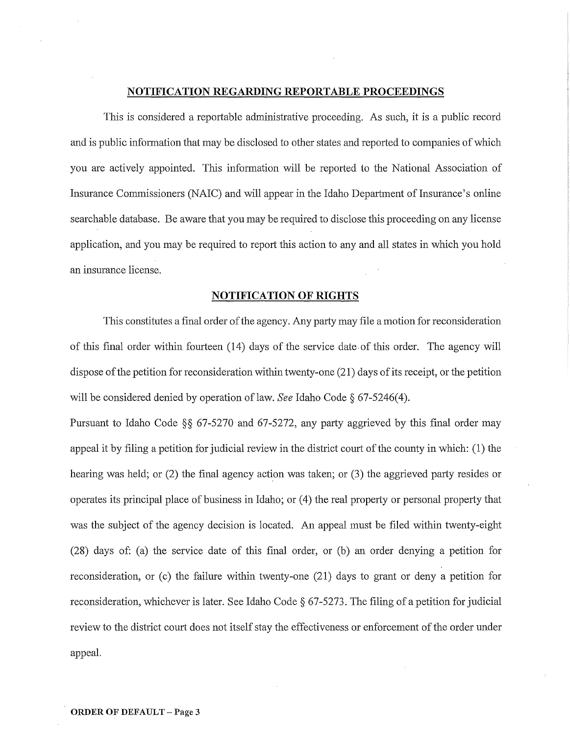## NOTIFICATION REGARDING REPORTABLE PROCEEDINGS

This is considered a reportable administrative proceeding. As such, it is a public record and is public information that may be disclosed to other states and reported to companies of which you are actively appointed. This information will be reported to the National Association of Insurance Commissioners (NAIC) and will appear in the Idaho Department of Insurance's online searchable database. Be aware that you may be required to disclose this proceeding on any license application, and you may be required to report this action to any and all states in which you hold an insurance license.

## NOTIFICATION OF RIGHTS

This constitutes a final order of the agency. Any party may file a motion for reconsideration of this final order within fourteen (14) days of the service date of this order. The agency will dispose of the petition for reconsideration within twenty-one (21) days of its receipt, or the petition will be considered denied by operation of law. *See* Idaho Code § 67-5246(4).

Pursuant to Idaho Code §§ 67-5270 and 67-5272, any party aggrieved by this final order may appeal it by filing a petition for judicial review in the district court of the county in which: (1) the hearing was held; or (2) the final agency action was taken; or (3) the aggrieved party resides or operates its principal place of business in Idaho; or (4) the real property or personal property that was the subject of the agency decision is located. An appeal must be filed within twenty-eight (28) days of: (a) the service date of this final order, or (b) an order denying a petition for reconsideration, or (c) the failure within twenty-one (21) days to grant or deny a petition for reconsideration, whichever is later. See Idaho Code § 67-5273. The filing of a petition for judicial review to the district court does not itself stay the effectiveness or enforcement of the order under appeal.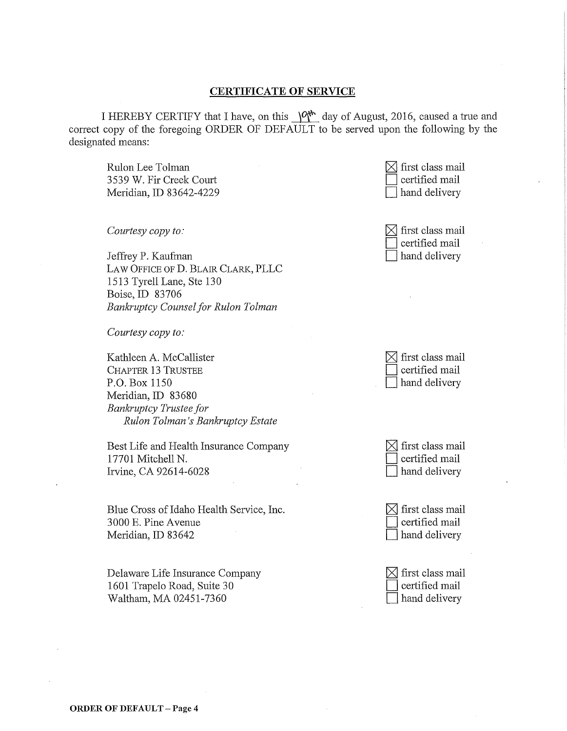## CERTIFICATE OF SERVICE

I HEREBY CERTIFY that I have, on this 10th day of August, 2016, caused a true and correct copy of the foregoing ORDER OF DEFAULT to be served upon the following by the designated means:

Rulon Lee Tolman
3539 W. Fir Creek Court
Meridian, ID 83642-4229

☒ first class mail
☐ certified mail
☐ hand delivery

*Courtesy copy to:*

Jeffrey P. Kaufman
LAW OFFICE OF D. BLAIR CLARK, PLLC
1513 Tyrell Lane, Ste 130
Boise, ID 83706
*Bankruptcy Counsel for Rulon Tolman*

☒ first class mail
☐ certified mail
☐ hand delivery

*Courtesy copy to:*

Kathleen A. McCallister
CHAPTER 13 TRUSTEE
P.O. Box 1150
Meridian, ID 83680
*Bankruptcy Trustee for Rulon Tolman's Bankruptcy Estate*

☒ first class mail
☐ certified mail
☐ hand delivery

Best Life and Health Insurance Company
17701 Mitchell N.
Irvine, CA 92614-6028

☒ first class mail
☐ certified mail
☐ hand delivery

Blue Cross of Idaho Health Service, Inc.
3000 E. Pine Avenue
Meridian, ID 83642

☒ first class mail
☐ certified mail
☐ hand delivery

Delaware Life Insurance Company
1601 Trapelo Road, Suite 30
Waltham, MA 02451-7360

☒ first class mail
☐ certified mail
☐ hand delivery

**ORDER OF DEFAULT – Page 4**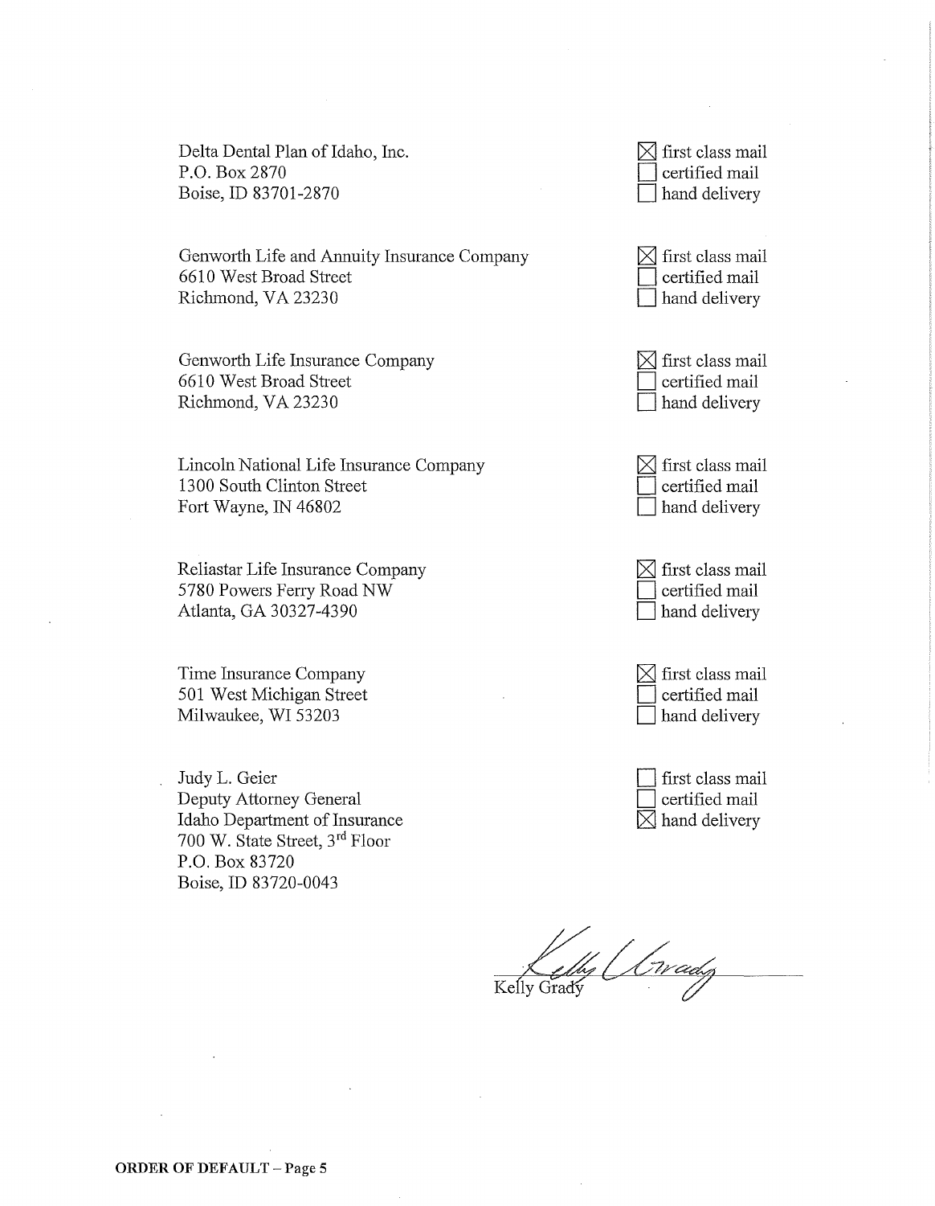Delta Dental Plan of Idaho, Inc.
P.O. Box 2870
Boise, ID 83701-2870

☒ first class mail
☐ certified mail
☐ hand delivery

Genworth Life and Annuity Insurance Company
6610 West Broad Street
Richmond, VA 23230

☒ first class mail
☐ certified mail
☐ hand delivery

Genworth Life Insurance Company
6610 West Broad Street
Richmond, VA 23230

☒ first class mail
☐ certified mail
☐ hand delivery

Lincoln National Life Insurance Company
1300 South Clinton Street
Fort Wayne, IN 46802

☒ first class mail
☐ certified mail
☐ hand delivery

Reliastar Life Insurance Company
5780 Powers Ferry Road NW
Atlanta, GA 30327-4390

☒ first class mail
☐ certified mail
☐ hand delivery

Time Insurance Company
501 West Michigan Street
Milwaukee, WI 53203

☒ first class mail
☐ certified mail
☐ hand delivery

Judy L. Geier
Deputy Attorney General
Idaho Department of Insurance
700 W. State Street, 3rd Floor
P.O. Box 83720
Boise, ID 83720-0043

☐ first class mail
☐ certified mail
☒ hand delivery

Kelly Grady

**ORDER OF DEFAULT – Page 5**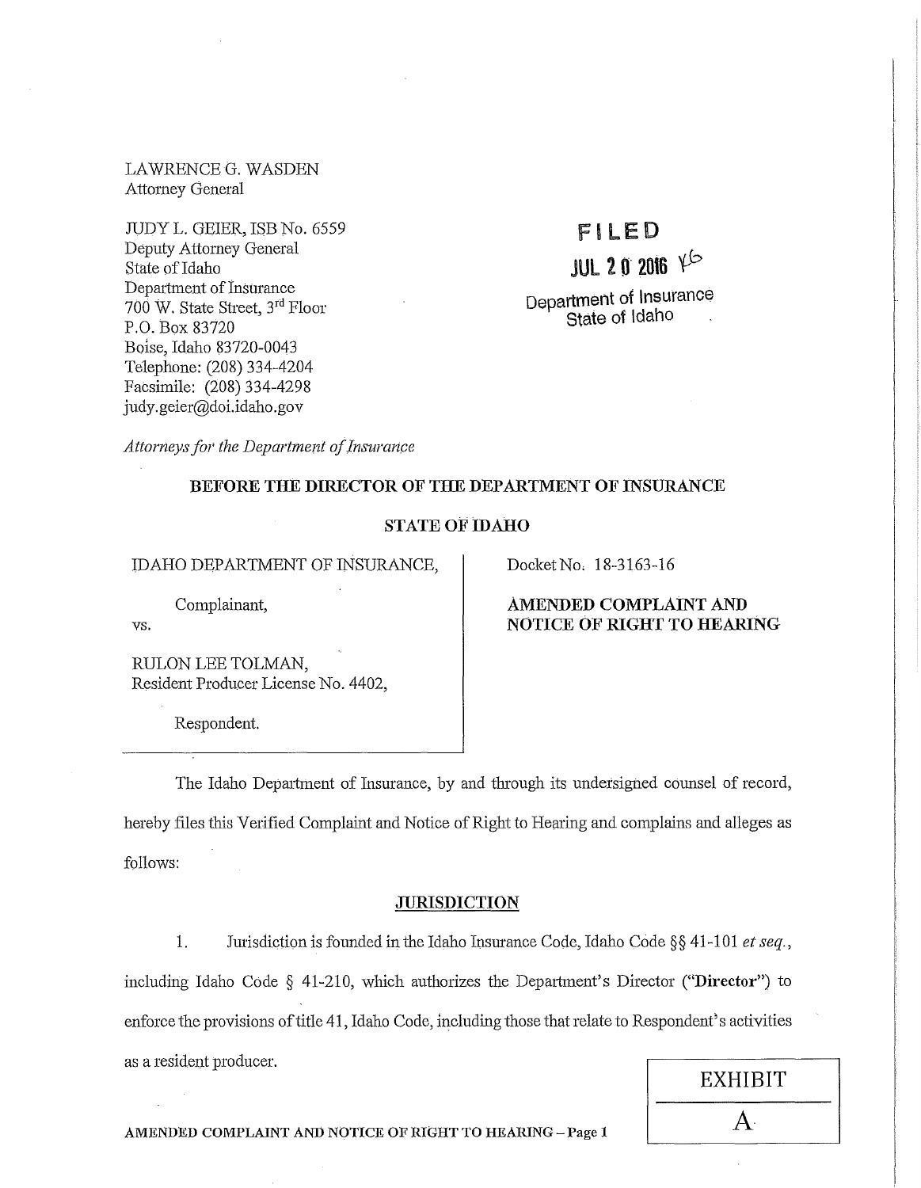LAWRENCE G. WASDEN
Attorney General

JUDY L. GEIER, ISB No. 6559
Deputy Attorney General
State of Idaho
Department of Insurance
700 W. State Street, 3rd Floor
P.O. Box 83720
Boise, Idaho 83720-0043
Telephone: (208) 334-4204
Facsimile: (208) 334-4298
judy.geier@doi.idaho.gov

FILED
JUL 20 2016
Department of Insurance
State of Idaho

*Attorneys for the Department of Insurance*

**BEFORE THE DIRECTOR OF THE DEPARTMENT OF INSURANCE**

**STATE OF IDAHO**

IDAHO DEPARTMENT OF INSURANCE,

Complainant,

vs.

RULON LEE TOLMAN,
Resident Producer License No. 4402,

Respondent.

Docket No. 18-3163-16

**AMENDED COMPLAINT AND NOTICE OF RIGHT TO HEARING**

The Idaho Department of Insurance, by and through its undersigned counsel of record, hereby files this Verified Complaint and Notice of Right to Hearing and complains and alleges as follows:

## JURISDICTION

1. Jurisdiction is founded in the Idaho Insurance Code, Idaho Code §§ 41-101 *et seq.*, including Idaho Code § 41-210, which authorizes the Department's Director ("**Director**") to enforce the provisions of title 41, Idaho Code, including those that relate to Respondent's activities as a resident producer.

EXHIBIT A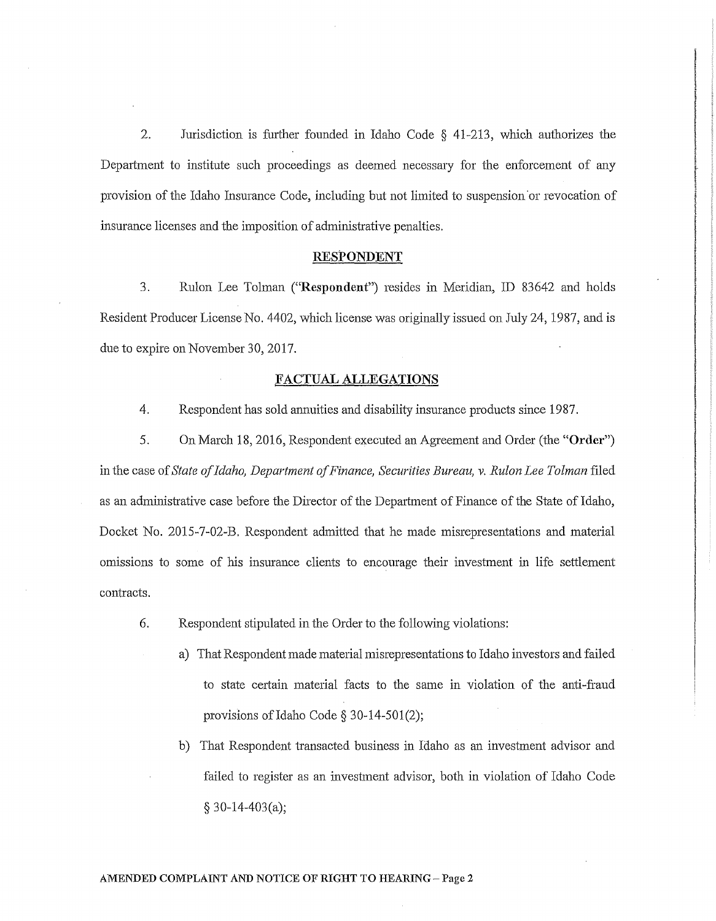2. Jurisdiction is further founded in Idaho Code § 41-213, which authorizes the Department to institute such proceedings as deemed necessary for the enforcement of any provision of the Idaho Insurance Code, including but not limited to suspension or revocation of insurance licenses and the imposition of administrative penalties.

## RESPONDENT

3. Rulon Lee Tolman ("**Respondent**") resides in Meridian, ID 83642 and holds Resident Producer License No. 4402, which license was originally issued on July 24, 1987, and is due to expire on November 30, 2017.

## FACTUAL ALLEGATIONS

4. Respondent has sold annuities and disability insurance products since 1987.

5. On March 18, 2016, Respondent executed an Agreement and Order (the "**Order**") in the case of *State of Idaho, Department of Finance, Securities Bureau, v. Rulon Lee Tolman* filed as an administrative case before the Director of the Department of Finance of the State of Idaho, Docket No. 2015-7-02-B. Respondent admitted that he made misrepresentations and material omissions to some of his insurance clients to encourage their investment in life settlement contracts.

6. Respondent stipulated in the Order to the following violations:

a) That Respondent made material misrepresentations to Idaho investors and failed to state certain material facts to the same in violation of the anti-fraud provisions of Idaho Code § 30-14-501(2);

b) That Respondent transacted business in Idaho as an investment advisor and failed to register as an investment advisor, both in violation of Idaho Code § 30-14-403(a);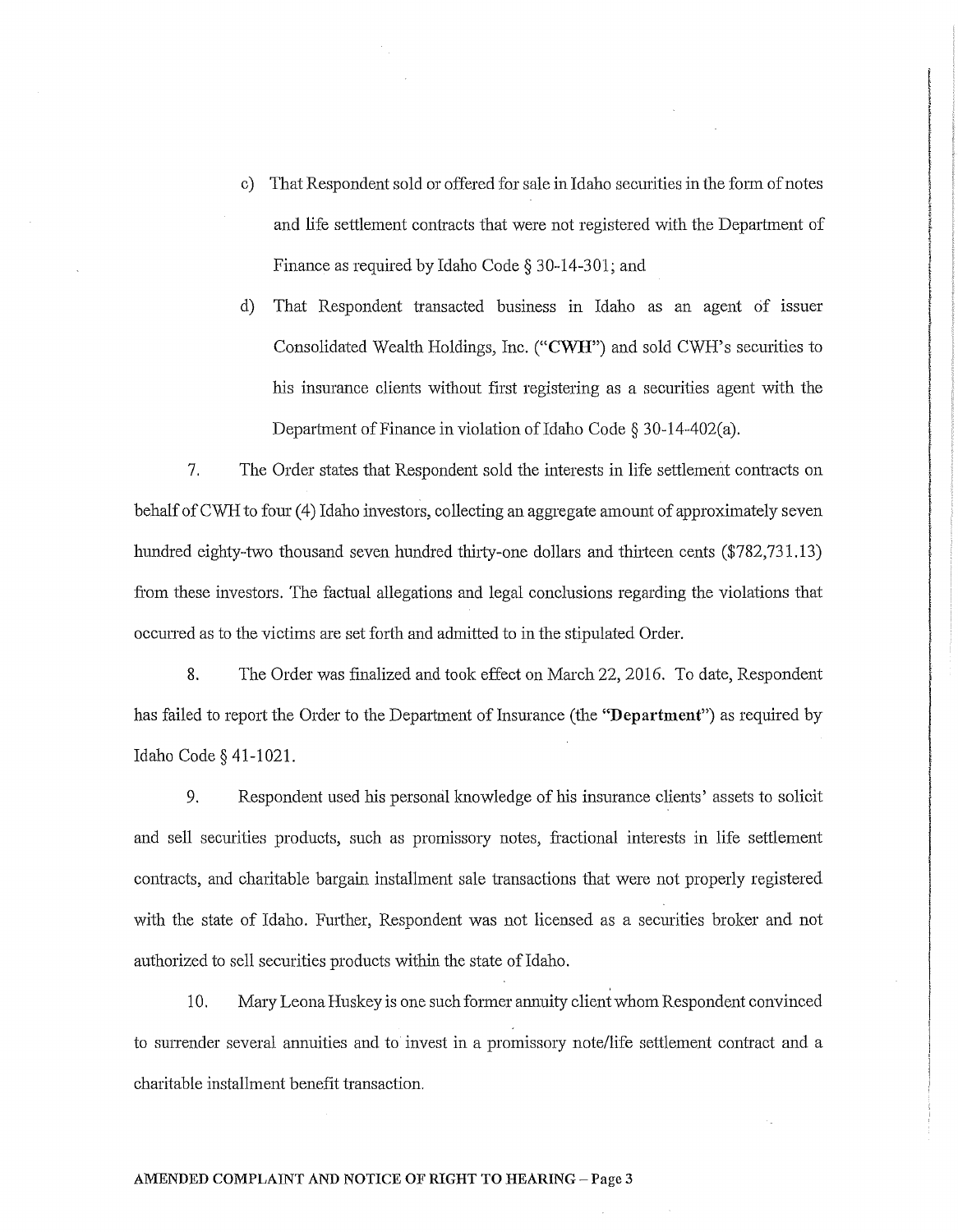c) That Respondent sold or offered for sale in Idaho securities in the form of notes and life settlement contracts that were not registered with the Department of Finance as required by Idaho Code § 30-14-301; and

d) That Respondent transacted business in Idaho as an agent of issuer Consolidated Wealth Holdings, Inc. ("**CWH**") and sold CWH's securities to his insurance clients without first registering as a securities agent with the Department of Finance in violation of Idaho Code § 30-14-402(a).

7. The Order states that Respondent sold the interests in life settlement contracts on behalf of CWH to four (4) Idaho investors, collecting an aggregate amount of approximately seven hundred eighty-two thousand seven hundred thirty-one dollars and thirteen cents ($782,731.13) from these investors. The factual allegations and legal conclusions regarding the violations that occurred as to the victims are set forth and admitted to in the stipulated Order.

8. The Order was finalized and took effect on March 22, 2016. To date, Respondent has failed to report the Order to the Department of Insurance (the "**Department**") as required by Idaho Code § 41-1021.

9. Respondent used his personal knowledge of his insurance clients' assets to solicit and sell securities products, such as promissory notes, fractional interests in life settlement contracts, and charitable bargain installment sale transactions that were not properly registered with the state of Idaho. Further, Respondent was not licensed as a securities broker and not authorized to sell securities products within the state of Idaho.

10. Mary Leona Huskey is one such former annuity client whom Respondent convinced to surrender several annuities and to invest in a promissory note/life settlement contract and a charitable installment benefit transaction.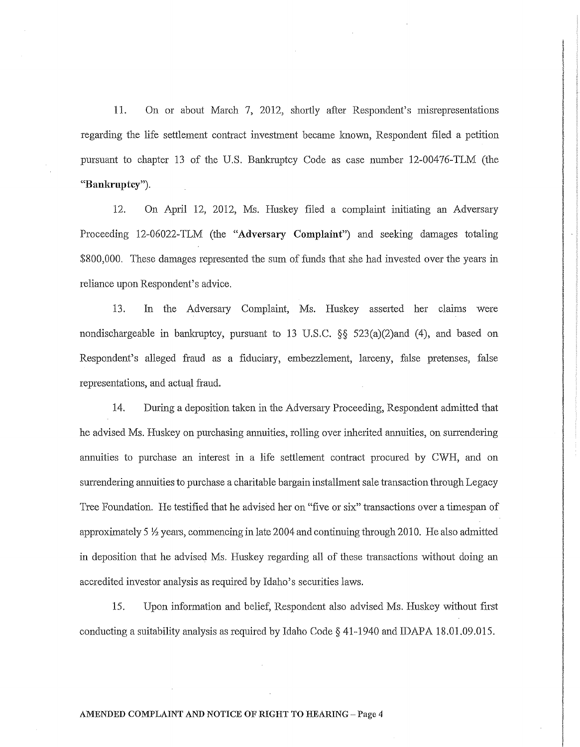11. On or about March 7, 2012, shortly after Respondent's misrepresentations regarding the life settlement contract investment became known, Respondent filed a petition pursuant to chapter 13 of the U.S. Bankruptcy Code as case number 12-00476-TLM (the "**Bankruptcy**").

12. On April 12, 2012, Ms. Huskey filed a complaint initiating an Adversary Proceeding 12-06022-TLM (the "**Adversary Complaint**") and seeking damages totaling $800,000. These damages represented the sum of funds that she had invested over the years in reliance upon Respondent's advice.

13. In the Adversary Complaint, Ms. Huskey asserted her claims were nondischargeable in bankruptcy, pursuant to 13 U.S.C. §§ 523(a)(2)and (4), and based on Respondent's alleged fraud as a fiduciary, embezzlement, larceny, false pretenses, false representations, and actual fraud.

14. During a deposition taken in the Adversary Proceeding, Respondent admitted that he advised Ms. Huskey on purchasing annuities, rolling over inherited annuities, on surrendering annuities to purchase an interest in a life settlement contract procured by CWH, and on surrendering annuities to purchase a charitable bargain installment sale transaction through Legacy Tree Foundation. He testified that he advised her on "five or six" transactions over a timespan of approximately 5 ½ years, commencing in late 2004 and continuing through 2010. He also admitted in deposition that he advised Ms. Huskey regarding all of these transactions without doing an accredited investor analysis as required by Idaho's securities laws.

15. Upon information and belief, Respondent also advised Ms. Huskey without first conducting a suitability analysis as required by Idaho Code § 41-1940 and IDAPA 18.01.09.015.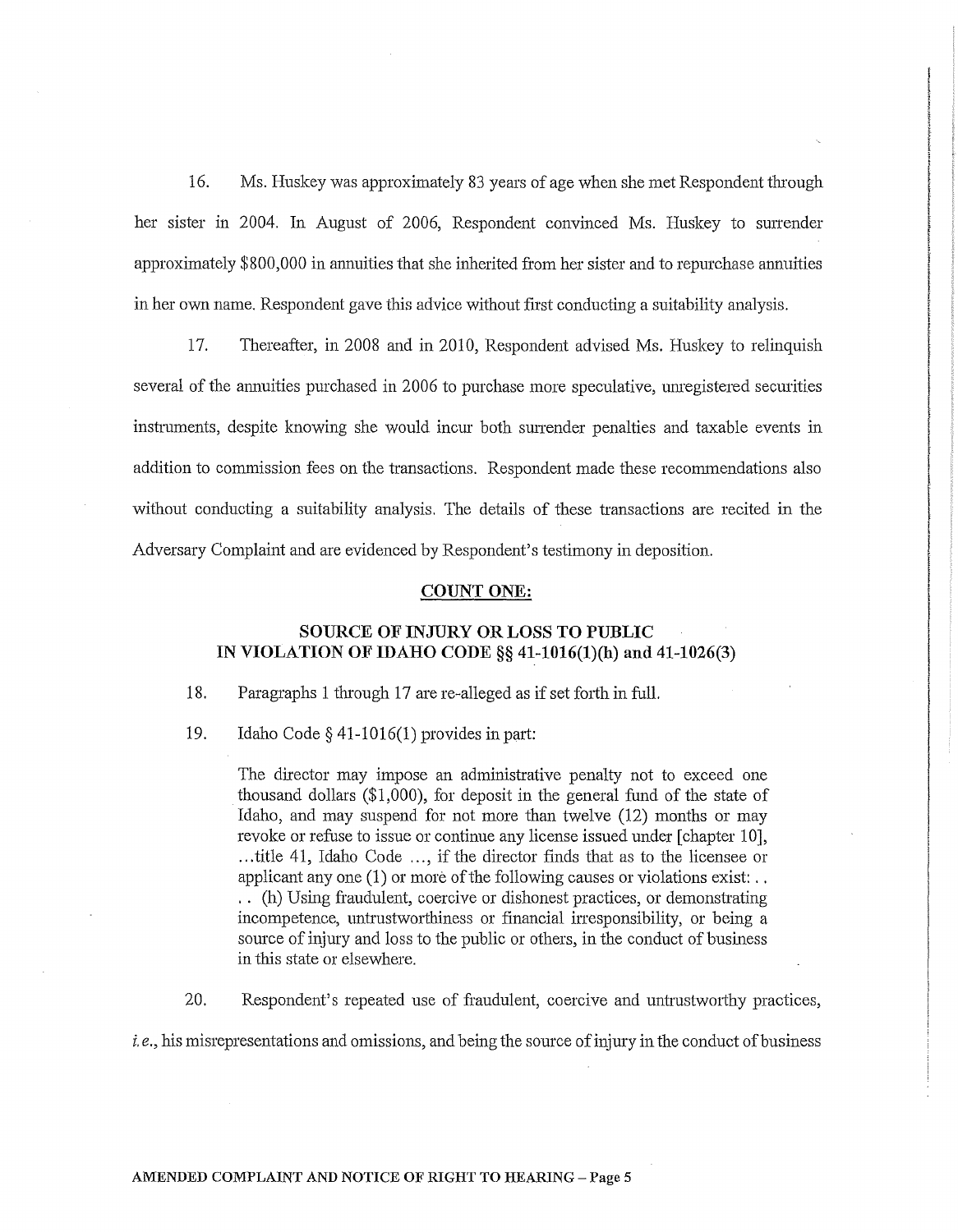16. Ms. Huskey was approximately 83 years of age when she met Respondent through her sister in 2004. In August of 2006, Respondent convinced Ms. Huskey to surrender approximately $800,000 in annuities that she inherited from her sister and to repurchase annuities in her own name. Respondent gave this advice without first conducting a suitability analysis.

17. Thereafter, in 2008 and in 2010, Respondent advised Ms. Huskey to relinquish several of the annuities purchased in 2006 to purchase more speculative, unregistered securities instruments, despite knowing she would incur both surrender penalties and taxable events in addition to commission fees on the transactions. Respondent made these recommendations also without conducting a suitability analysis. The details of these transactions are recited in the Adversary Complaint and are evidenced by Respondent's testimony in deposition.

## COUNT ONE:

### SOURCE OF INJURY OR LOSS TO PUBLIC IN VIOLATION OF IDAHO CODE §§ 41-1016(1)(h) and 41-1026(3)

18. Paragraphs 1 through 17 are re-alleged as if set forth in full.

19. Idaho Code § 41-1016(1) provides in part:

> The director may impose an administrative penalty not to exceed one thousand dollars ($1,000), for deposit in the general fund of the state of Idaho, and may suspend for not more than twelve (12) months or may revoke or refuse to issue or continue any license issued under [chapter 10], ...title 41, Idaho Code ..., if the director finds that as to the licensee or applicant any one (1) or more of the following causes or violations exist: . . . . (h) Using fraudulent, coercive or dishonest practices, or demonstrating incompetence, untrustworthiness or financial irresponsibility, or being a source of injury and loss to the public or others, in the conduct of business in this state or elsewhere.

20. Respondent's repeated use of fraudulent, coercive and untrustworthy practices, *i.e.*, his misrepresentations and omissions, and being the source of injury in the conduct of business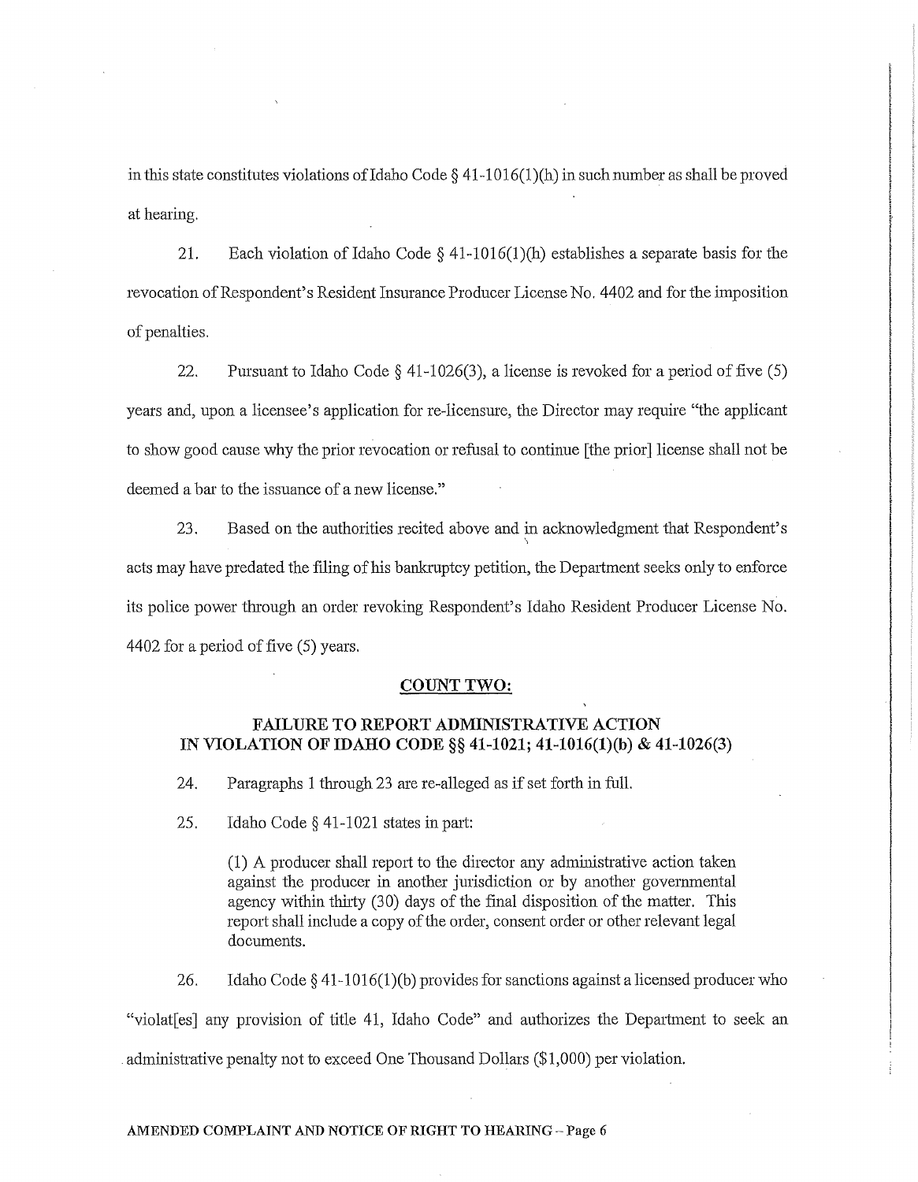in this state constitutes violations of Idaho Code § 41-1016(1)(h) in such number as shall be proved at hearing.

21. Each violation of Idaho Code § 41-1016(1)(h) establishes a separate basis for the revocation of Respondent's Resident Insurance Producer License No. 4402 and for the imposition of penalties.

22. Pursuant to Idaho Code § 41-1026(3), a license is revoked for a period of five (5) years and, upon a licensee's application for re-licensure, the Director may require "the applicant to show good cause why the prior revocation or refusal to continue [the prior] license shall not be deemed a bar to the issuance of a new license."

23. Based on the authorities recited above and in acknowledgment that Respondent's acts may have predated the filing of his bankruptcy petition, the Department seeks only to enforce its police power through an order revoking Respondent's Idaho Resident Producer License No. 4402 for a period of five (5) years.

## COUNT TWO:

### FAILURE TO REPORT ADMINISTRATIVE ACTION IN VIOLATION OF IDAHO CODE §§ 41-1021; 41-1016(1)(b) & 41-1026(3)

24. Paragraphs 1 through 23 are re-alleged as if set forth in full.

25. Idaho Code § 41-1021 states in part:

> (1) A producer shall report to the director any administrative action taken against the producer in another jurisdiction or by another governmental agency within thirty (30) days of the final disposition of the matter. This report shall include a copy of the order, consent order or other relevant legal documents.

26. Idaho Code § 41-1016(1)(b) provides for sanctions against a licensed producer who "violat[es] any provision of title 41, Idaho Code" and authorizes the Department to seek an administrative penalty not to exceed One Thousand Dollars ($1,000) per violation.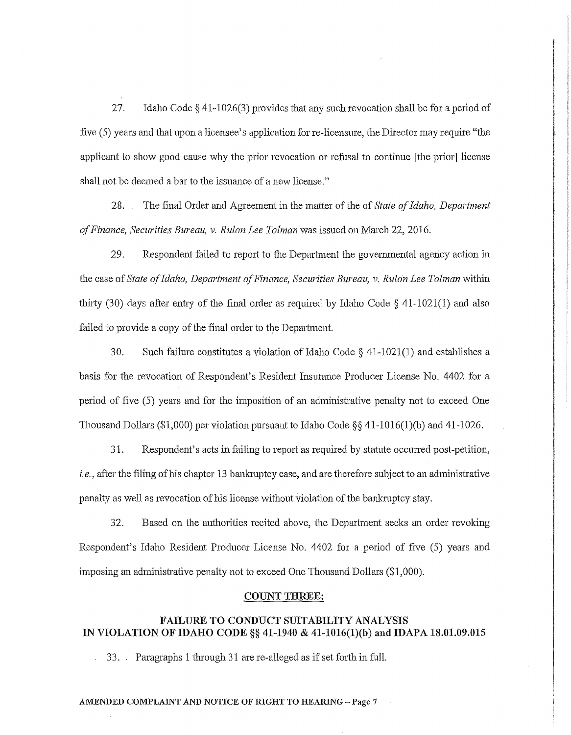27. Idaho Code § 41-1026(3) provides that any such revocation shall be for a period of five (5) years and that upon a licensee's application for re-licensure, the Director may require "the applicant to show good cause why the prior revocation or refusal to continue [the prior] license shall not be deemed a bar to the issuance of a new license."

28. The final Order and Agreement in the matter of the of *State of Idaho, Department of Finance, Securities Bureau, v. Rulon Lee Tolman* was issued on March 22, 2016.

29. Respondent failed to report to the Department the governmental agency action in the case of *State of Idaho, Department of Finance, Securities Bureau, v. Rulon Lee Tolman* within thirty (30) days after entry of the final order as required by Idaho Code § 41-1021(1) and also failed to provide a copy of the final order to the Department.

30. Such failure constitutes a violation of Idaho Code § 41-1021(1) and establishes a basis for the revocation of Respondent's Resident Insurance Producer License No. 4402 for a period of five (5) years and for the imposition of an administrative penalty not to exceed One Thousand Dollars ($1,000) per violation pursuant to Idaho Code §§ 41-1016(1)(b) and 41-1026.

31. Respondent's acts in failing to report as required by statute occurred post-petition, *i.e.*, after the filing of his chapter 13 bankruptcy case, and are therefore subject to an administrative penalty as well as revocation of his license without violation of the bankruptcy stay.

32. Based on the authorities recited above, the Department seeks an order revoking Respondent's Idaho Resident Producer License No. 4402 for a period of five (5) years and imposing an administrative penalty not to exceed One Thousand Dollars ($1,000).

## COUNT THREE:

### FAILURE TO CONDUCT SUITABILITY ANALYSIS IN VIOLATION OF IDAHO CODE §§ 41-1940 & 41-1016(1)(b) and IDAPA 18.01.09.015

33. Paragraphs 1 through 31 are re-alleged as if set forth in full.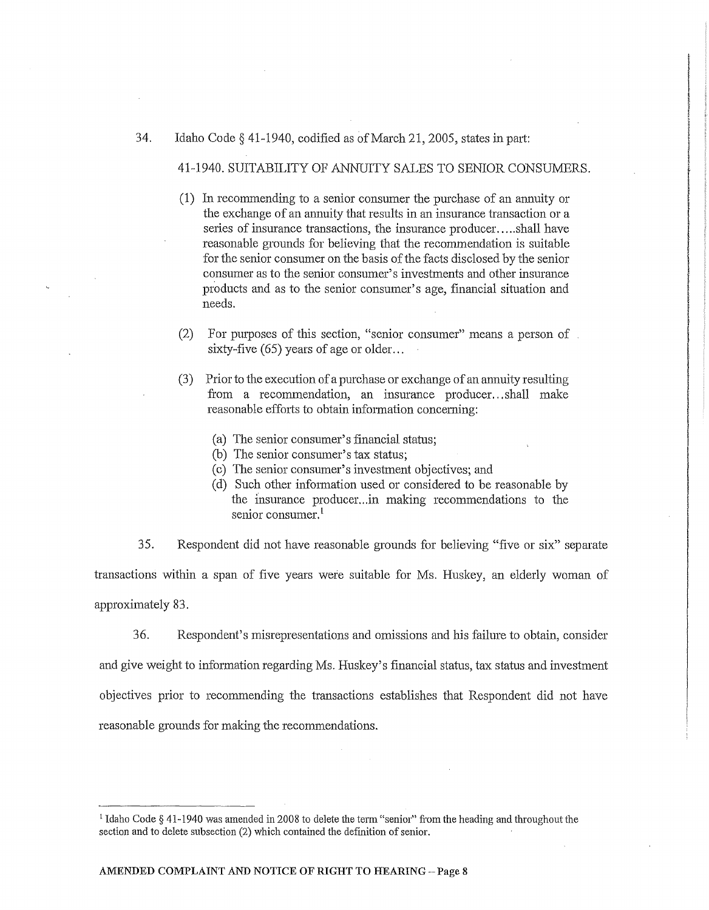34. Idaho Code § 41-1940, codified as of March 21, 2005, states in part:

41-1940. SUITABILITY OF ANNUITY SALES TO SENIOR CONSUMERS.

(1) In recommending to a senior consumer the purchase of an annuity or the exchange of an annuity that results in an insurance transaction or a series of insurance transactions, the insurance producer.....shall have reasonable grounds for believing that the recommendation is suitable for the senior consumer on the basis of the facts disclosed by the senior consumer as to the senior consumer's investments and other insurance products and as to the senior consumer's age, financial situation and needs.

(2) For purposes of this section, "senior consumer" means a person of sixty-five (65) years of age or older...

(3) Prior to the execution of a purchase or exchange of an annuity resulting from a recommendation, an insurance producer...shall make reasonable efforts to obtain information concerning:

(a) The senior consumer's financial status;
(b) The senior consumer's tax status;
(c) The senior consumer's investment objectives; and
(d) Such other information used or considered to be reasonable by the insurance producer...in making recommendations to the senior consumer.[1]

35. Respondent did not have reasonable grounds for believing "five or six" separate transactions within a span of five years were suitable for Ms. Huskey, an elderly woman of approximately 83.

36. Respondent's misrepresentations and omissions and his failure to obtain, consider and give weight to information regarding Ms. Huskey's financial status, tax status and investment objectives prior to recommending the transactions establishes that Respondent did not have reasonable grounds for making the recommendations.

---

[1] Idaho Code § 41-1940 was amended in 2008 to delete the term "senior" from the heading and throughout the section and to delete subsection (2) which contained the definition of senior.

**AMENDED COMPLAINT AND NOTICE OF RIGHT TO HEARING – Page 8**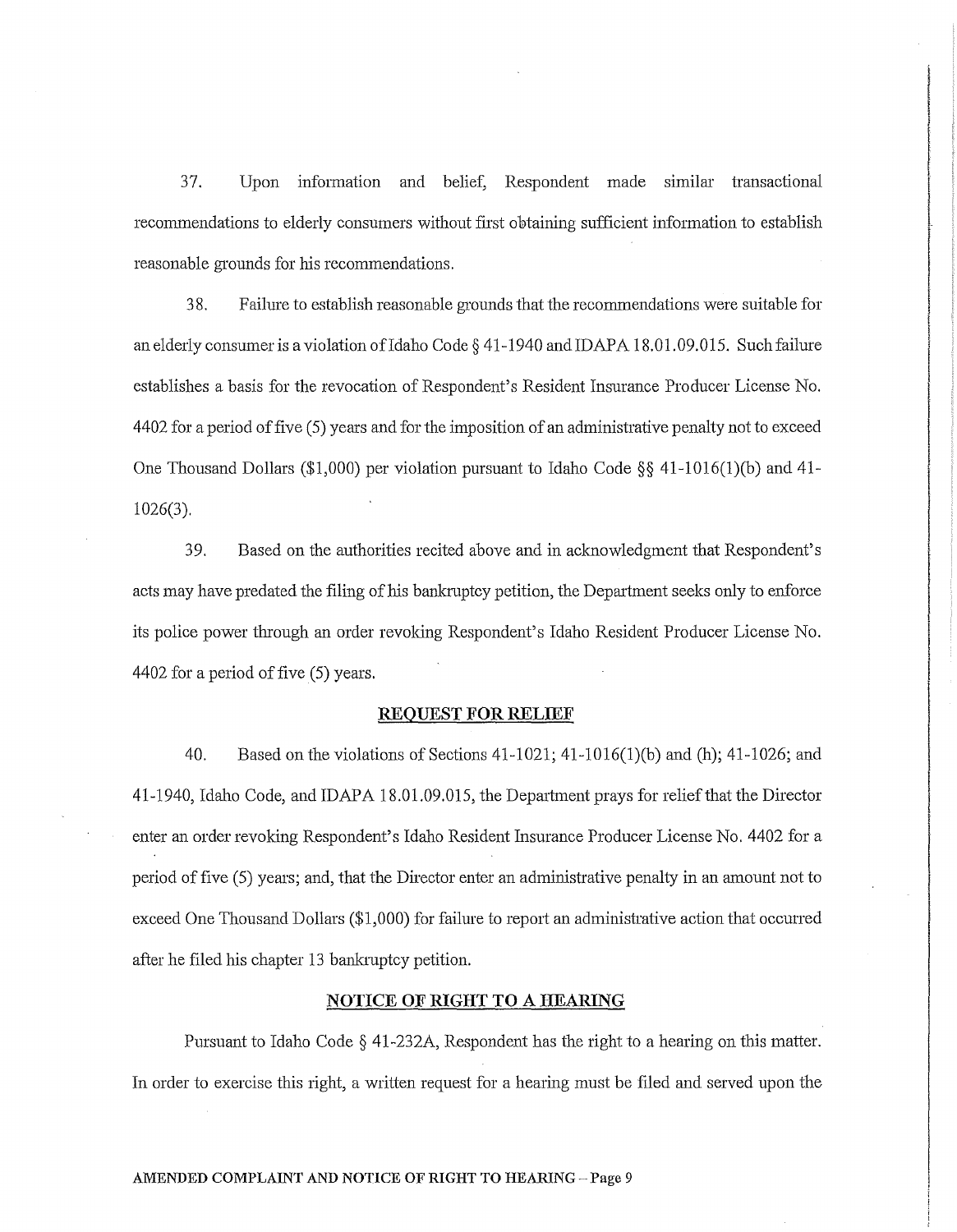37. Upon information and belief, Respondent made similar transactional recommendations to elderly consumers without first obtaining sufficient information to establish reasonable grounds for his recommendations.

38. Failure to establish reasonable grounds that the recommendations were suitable for an elderly consumer is a violation of Idaho Code § 41-1940 and IDAPA 18.01.09.015. Such failure establishes a basis for the revocation of Respondent's Resident Insurance Producer License No. 4402 for a period of five (5) years and for the imposition of an administrative penalty not to exceed One Thousand Dollars ($1,000) per violation pursuant to Idaho Code §§ 41-1016(1)(b) and 41-1026(3).

39. Based on the authorities recited above and in acknowledgment that Respondent's acts may have predated the filing of his bankruptcy petition, the Department seeks only to enforce its police power through an order revoking Respondent's Idaho Resident Producer License No. 4402 for a period of five (5) years.

## REQUEST FOR RELIEF

40. Based on the violations of Sections 41-1021; 41-1016(1)(b) and (h); 41-1026; and 41-1940, Idaho Code, and IDAPA 18.01.09.015, the Department prays for relief that the Director enter an order revoking Respondent's Idaho Resident Insurance Producer License No. 4402 for a period of five (5) years; and, that the Director enter an administrative penalty in an amount not to exceed One Thousand Dollars ($1,000) for failure to report an administrative action that occurred after he filed his chapter 13 bankruptcy petition.

## NOTICE OF RIGHT TO A HEARING

Pursuant to Idaho Code § 41-232A, Respondent has the right to a hearing on this matter. In order to exercise this right, a written request for a hearing must be filed and served upon the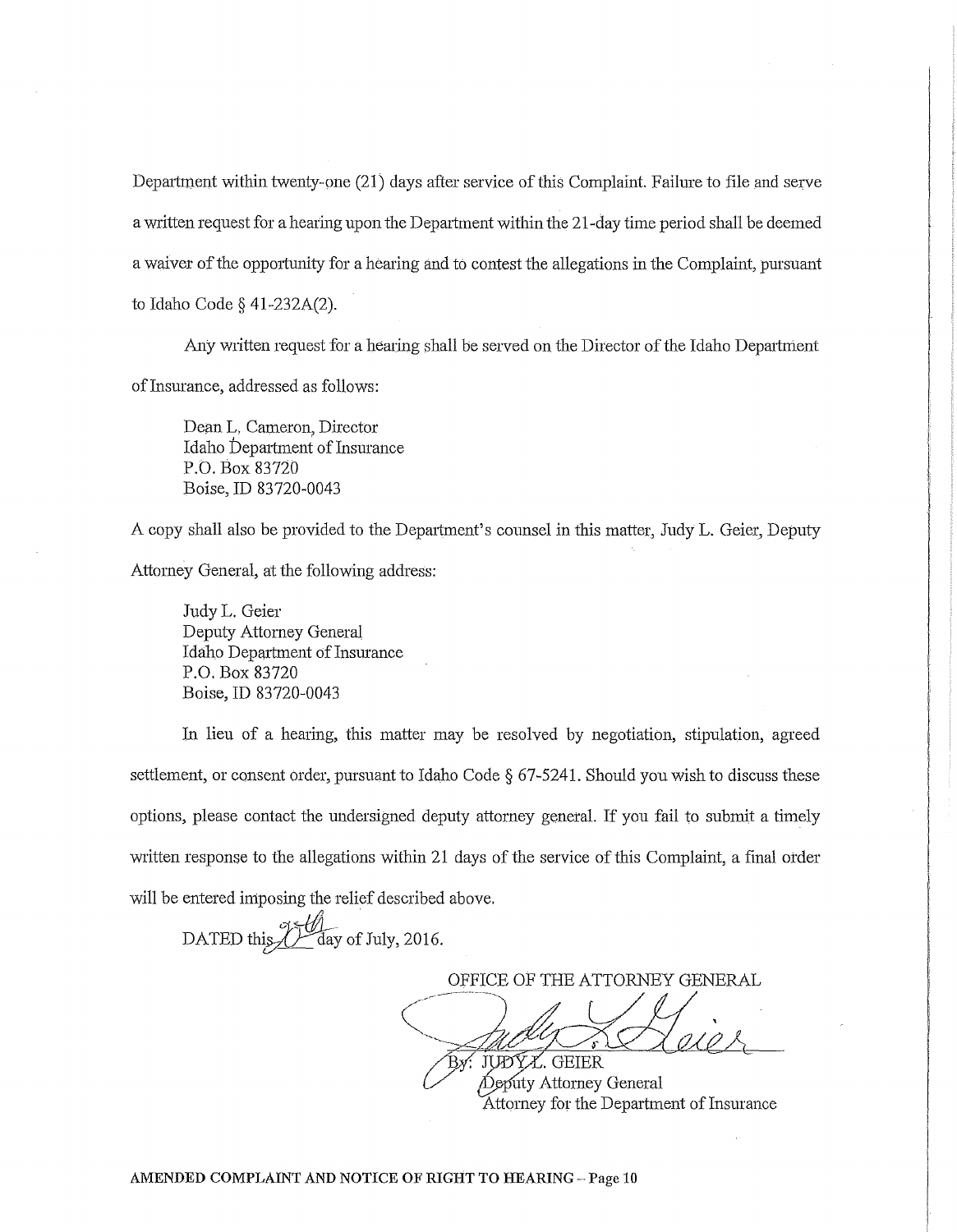Department within twenty-one (21) days after service of this Complaint. Failure to file and serve a written request for a hearing upon the Department within the 21-day time period shall be deemed a waiver of the opportunity for a hearing and to contest the allegations in the Complaint, pursuant to Idaho Code § 41-232A(2).

Any written request for a hearing shall be served on the Director of the Idaho Department of Insurance, addressed as follows:

> Dean L. Cameron, Director
> Idaho Department of Insurance
> P.O. Box 83720
> Boise, ID 83720-0043

A copy shall also be provided to the Department's counsel in this matter, Judy L. Geier, Deputy Attorney General, at the following address:

> Judy L. Geier
> Deputy Attorney General
> Idaho Department of Insurance
> P.O. Box 83720
> Boise, ID 83720-0043

In lieu of a hearing, this matter may be resolved by negotiation, stipulation, agreed settlement, or consent order, pursuant to Idaho Code § 67-5241. Should you wish to discuss these options, please contact the undersigned deputy attorney general. If you fail to submit a timely written response to the allegations within 21 days of the service of this Complaint, a final order will be entered imposing the relief described above.

DATED this 20th day of July, 2016.

OFFICE OF THE ATTORNEY GENERAL

By: JUDY L. GEIER
Deputy Attorney General
Attorney for the Department of Insurance

**AMENDED COMPLAINT AND NOTICE OF RIGHT TO HEARING – Page 10**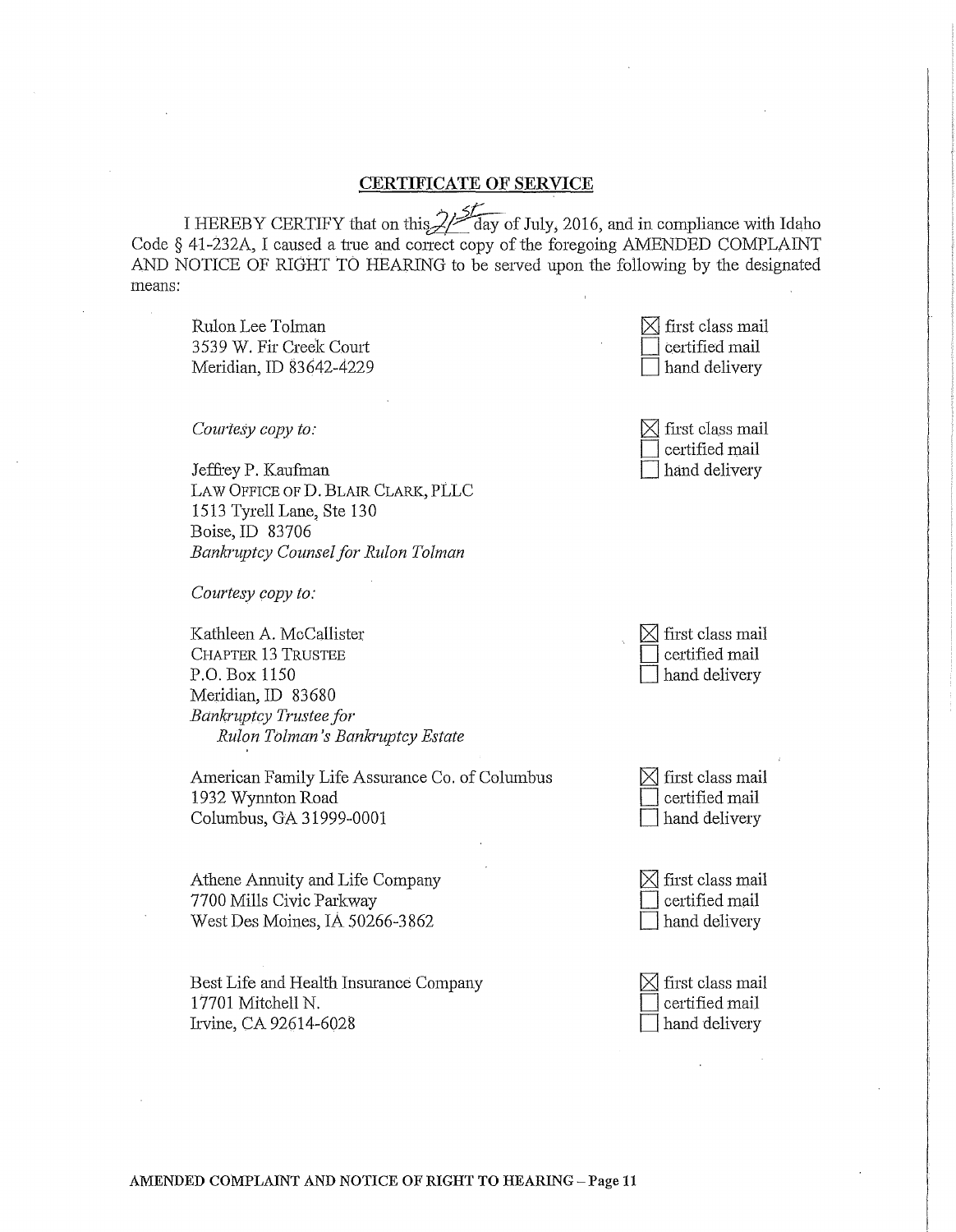## CERTIFICATE OF SERVICE

I HEREBY CERTIFY that on this 21st day of July, 2016, and in compliance with Idaho Code § 41-232A, I caused a true and correct copy of the foregoing AMENDED COMPLAINT AND NOTICE OF RIGHT TO HEARING to be served upon the following by the designated means:

Rulon Lee Tolman
3539 W. Fir Creek Court
Meridian, ID 83642-4229

- [x] first class mail
- [ ] certified mail
- [ ] hand delivery

*Courtesy copy to:*

Jeffrey P. Kaufman
LAW OFFICE OF D. BLAIR CLARK, PLLC
1513 Tyrell Lane, Ste 130
Boise, ID 83706
*Bankruptcy Counsel for Rulon Tolman*

- [x] first class mail
- [ ] certified mail
- [ ] hand delivery

*Courtesy copy to:*

Kathleen A. McCallister
CHAPTER 13 TRUSTEE
P.O. Box 1150
Meridian, ID 83680
*Bankruptcy Trustee for*
*Rulon Tolman's Bankruptcy Estate*

- [x] first class mail
- [ ] certified mail
- [ ] hand delivery

American Family Life Assurance Co. of Columbus
1932 Wynnton Road
Columbus, GA 31999-0001

- [x] first class mail
- [ ] certified mail
- [ ] hand delivery

Athene Annuity and Life Company
7700 Mills Civic Parkway
West Des Moines, IA 50266-3862

- [x] first class mail
- [ ] certified mail
- [ ] hand delivery

Best Life and Health Insurance Company
17701 Mitchell N.
Irvine, CA 92614-6028

- [x] first class mail
- [ ] certified mail
- [ ] hand delivery

**AMENDED COMPLAINT AND NOTICE OF RIGHT TO HEARING – Page 11**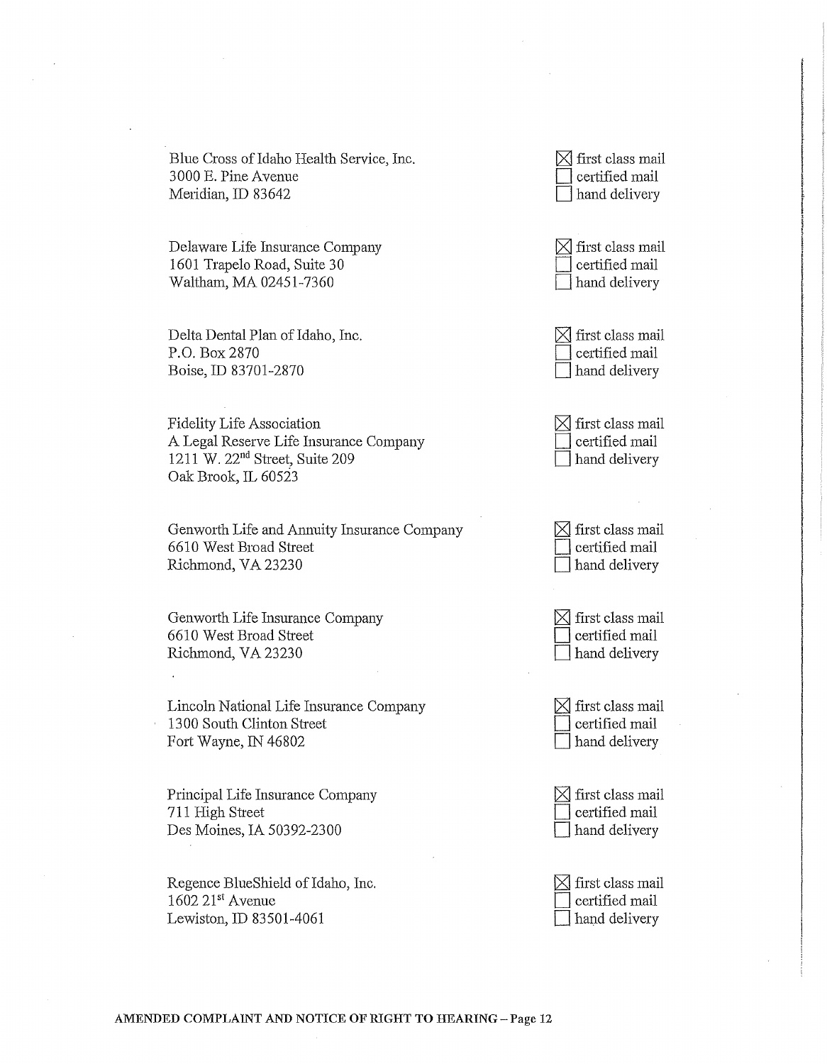Blue Cross of Idaho Health Service, Inc.
3000 E. Pine Avenue
Meridian, ID 83642

☒ first class mail
☐ certified mail
☐ hand delivery

Delaware Life Insurance Company
1601 Trapelo Road, Suite 30
Waltham, MA 02451-7360

☒ first class mail
☐ certified mail
☐ hand delivery

Delta Dental Plan of Idaho, Inc.
P.O. Box 2870
Boise, ID 83701-2870

☒ first class mail
☐ certified mail
☐ hand delivery

Fidelity Life Association
A Legal Reserve Life Insurance Company
1211 W. 22nd Street, Suite 209
Oak Brook, IL 60523

☒ first class mail
☐ certified mail
☐ hand delivery

Genworth Life and Annuity Insurance Company
6610 West Broad Street
Richmond, VA 23230

☒ first class mail
☐ certified mail
☐ hand delivery

Genworth Life Insurance Company
6610 West Broad Street
Richmond, VA 23230

☒ first class mail
☐ certified mail
☐ hand delivery

Lincoln National Life Insurance Company
1300 South Clinton Street
Fort Wayne, IN 46802

☒ first class mail
☐ certified mail
☐ hand delivery

Principal Life Insurance Company
711 High Street
Des Moines, IA 50392-2300

☒ first class mail
☐ certified mail
☐ hand delivery

Regence BlueShield of Idaho, Inc.
1602 21st Avenue
Lewiston, ID 83501-4061

☒ first class mail
☐ certified mail
☐ hand delivery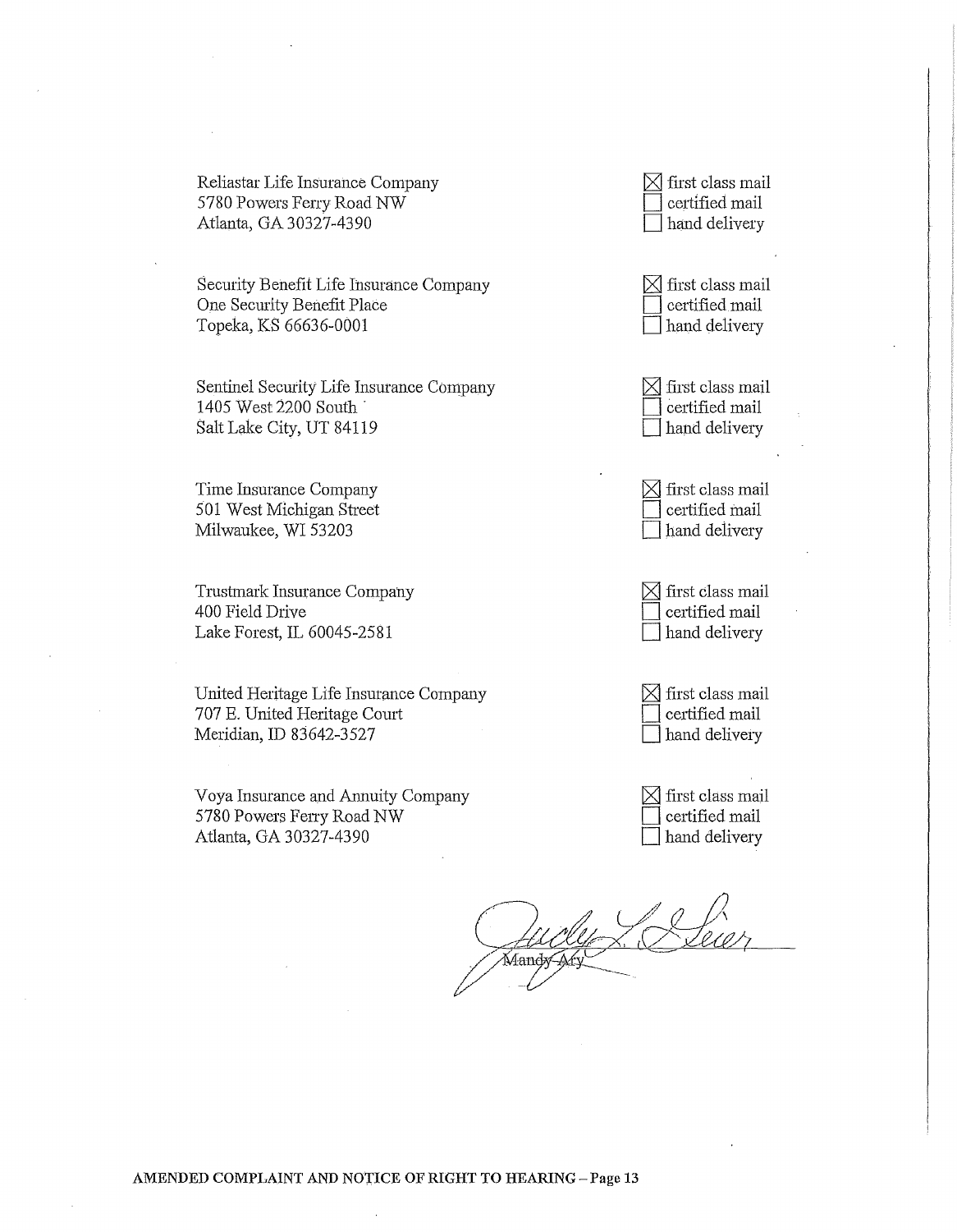Reliastar Life Insurance Company
5780 Powers Ferry Road NW
Atlanta, GA 30327-4390

☒ first class mail
☐ certified mail
☐ hand delivery

Security Benefit Life Insurance Company
One Security Benefit Place
Topeka, KS 66636-0001

☒ first class mail
☐ certified mail
☐ hand delivery

Sentinel Security Life Insurance Company
1405 West 2200 South
Salt Lake City, UT 84119

☒ first class mail
☐ certified mail
☐ hand delivery

Time Insurance Company
501 West Michigan Street
Milwaukee, WI 53203

☒ first class mail
☐ certified mail
☐ hand delivery

Trustmark Insurance Company
400 Field Drive
Lake Forest, IL 60045-2581

☒ first class mail
☐ certified mail
☐ hand delivery

United Heritage Life Insurance Company
707 E. United Heritage Court
Meridian, ID 83642-3527

☒ first class mail
☐ certified mail
☐ hand delivery

Voya Insurance and Annuity Company
5780 Powers Ferry Road NW
Atlanta, GA 30327-4390

☒ first class mail
☐ certified mail
☐ hand delivery

Judy L. Lser

~~Mandy Ary~~

**AMENDED COMPLAINT AND NOTICE OF RIGHT TO HEARING – Page 13**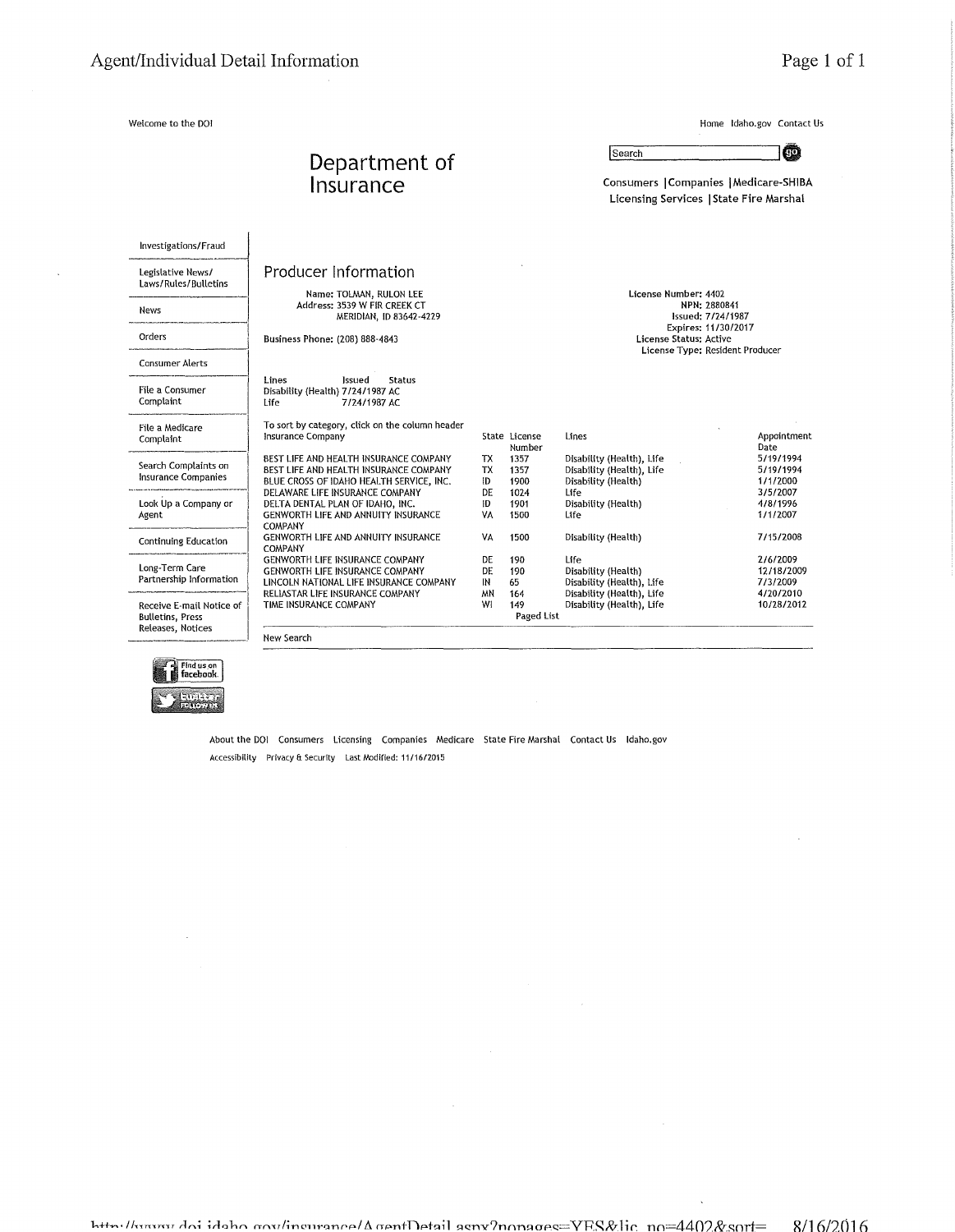Welcome to the DOI

Home Idaho.gov Contact Us

# Department of Insurance

Search

Consumers | Companies | Medicare-SHIBA
Licensing Services | State Fire Marshal

- Investigations/Fraud
- Legislative News/ Laws/Rules/Bulletins
- News
- Orders
- Consumer Alerts
- File a Consumer Complaint
- File a Medicare Complaint
- Search Complaints on Insurance Companies
- Look Up a Company or Agent
- Continuing Education
- Long-Term Care Partnership Information
- Receive E-mail Notice of Bulletins, Press Releases, Notices

## Producer Information

Name: TOLMAN, RULON LEE
Address: 3539 W FIR CREEK CT
MERIDIAN, ID 83642-4229

Business Phone: (208) 888-4843

License Number: 4402
NPN: 2880841
Issued: 7/24/1987
Expires: 11/30/2017
License Status: Active
License Type: Resident Producer

| Lines | Issued | Status |
|---|---|---|
| Disability (Health) | 7/24/1987 | AC |
| Life | 7/24/1987 | AC |

To sort by category, click on the column header

| Insurance Company | State | License Number | Lines | Appointment Date |
|---|---|---|---|---|
| BEST LIFE AND HEALTH INSURANCE COMPANY | TX | 1357 | Disability (Health), Life | 5/19/1994 |
| BEST LIFE AND HEALTH INSURANCE COMPANY | TX | 1357 | Disability (Health), Life | 5/19/1994 |
| BLUE CROSS OF IDAHO HEALTH SERVICE, INC. | ID | 1900 | Disability (Health) | 1/1/2000 |
| DELAWARE LIFE INSURANCE COMPANY | DE | 1024 | Life | 3/5/2007 |
| DELTA DENTAL PLAN OF IDAHO, INC. | ID | 1901 | Disability (Health) | 4/8/1996 |
| GENWORTH LIFE AND ANNUITY INSURANCE COMPANY | VA | 1500 | Life | 1/1/2007 |
| GENWORTH LIFE AND ANNUITY INSURANCE COMPANY | VA | 1500 | Disability (Health) | 7/15/2008 |
| GENWORTH LIFE INSURANCE COMPANY | DE | 190 | Life | 2/6/2009 |
| GENWORTH LIFE INSURANCE COMPANY | DE | 190 | Disability (Health) | 12/18/2009 |
| LINCOLN NATIONAL LIFE INSURANCE COMPANY | IN | 65 | Disability (Health), Life | 7/3/2009 |
| RELIASTAR LIFE INSURANCE COMPANY | MN | 164 | Disability (Health), Life | 4/20/2010 |
| TIME INSURANCE COMPANY | WI | 149 | Disability (Health), Life | 10/28/2012 |

Paged List

New Search

About the DOI Consumers Licensing Companies Medicare State Fire Marshal Contact Us Idaho.gov

Accessibility Privacy & Security Last Modified: 11/16/2015

http://www.doi.idaho.gov/insurance/AgentDetail.aspx?nopages=YES&lic_no=4402&sort= 8/16/2016